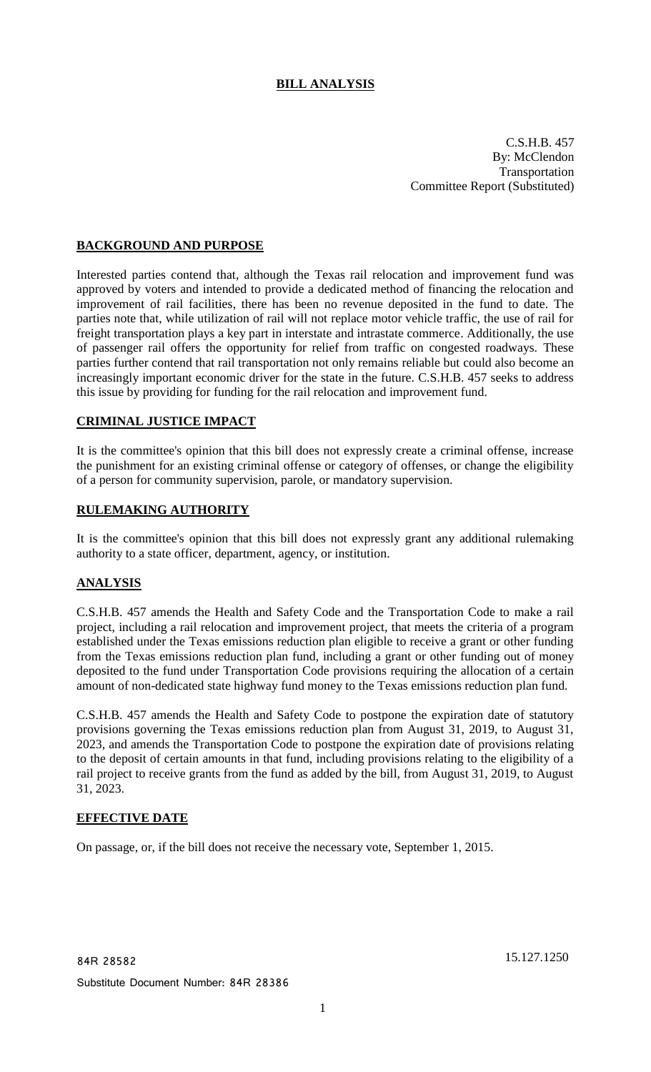# BILL ANALYSIS

C.S.H.B. 457
By: McClendon
Transportation
Committee Report (Substituted)

## BACKGROUND AND PURPOSE

Interested parties contend that, although the Texas rail relocation and improvement fund was approved by voters and intended to provide a dedicated method of financing the relocation and improvement of rail facilities, there has been no revenue deposited in the fund to date. The parties note that, while utilization of rail will not replace motor vehicle traffic, the use of rail for freight transportation plays a key part in interstate and intrastate commerce. Additionally, the use of passenger rail offers the opportunity for relief from traffic on congested roadways. These parties further contend that rail transportation not only remains reliable but could also become an increasingly important economic driver for the state in the future. C.S.H.B. 457 seeks to address this issue by providing for funding for the rail relocation and improvement fund.

## CRIMINAL JUSTICE IMPACT

It is the committee's opinion that this bill does not expressly create a criminal offense, increase the punishment for an existing criminal offense or category of offenses, or change the eligibility of a person for community supervision, parole, or mandatory supervision.

## RULEMAKING AUTHORITY

It is the committee's opinion that this bill does not expressly grant any additional rulemaking authority to a state officer, department, agency, or institution.

## ANALYSIS

C.S.H.B. 457 amends the Health and Safety Code and the Transportation Code to make a rail project, including a rail relocation and improvement project, that meets the criteria of a program established under the Texas emissions reduction plan eligible to receive a grant or other funding from the Texas emissions reduction plan fund, including a grant or other funding out of money deposited to the fund under Transportation Code provisions requiring the allocation of a certain amount of non-dedicated state highway fund money to the Texas emissions reduction plan fund.

C.S.H.B. 457 amends the Health and Safety Code to postpone the expiration date of statutory provisions governing the Texas emissions reduction plan from August 31, 2019, to August 31, 2023, and amends the Transportation Code to postpone the expiration date of provisions relating to the deposit of certain amounts in that fund, including provisions relating to the eligibility of a rail project to receive grants from the fund as added by the bill, from August 31, 2019, to August 31, 2023.

## EFFECTIVE DATE

On passage, or, if the bill does not receive the necessary vote, September 1, 2015.

84R 28582

15.127.1250

Substitute Document Number: 84R 28386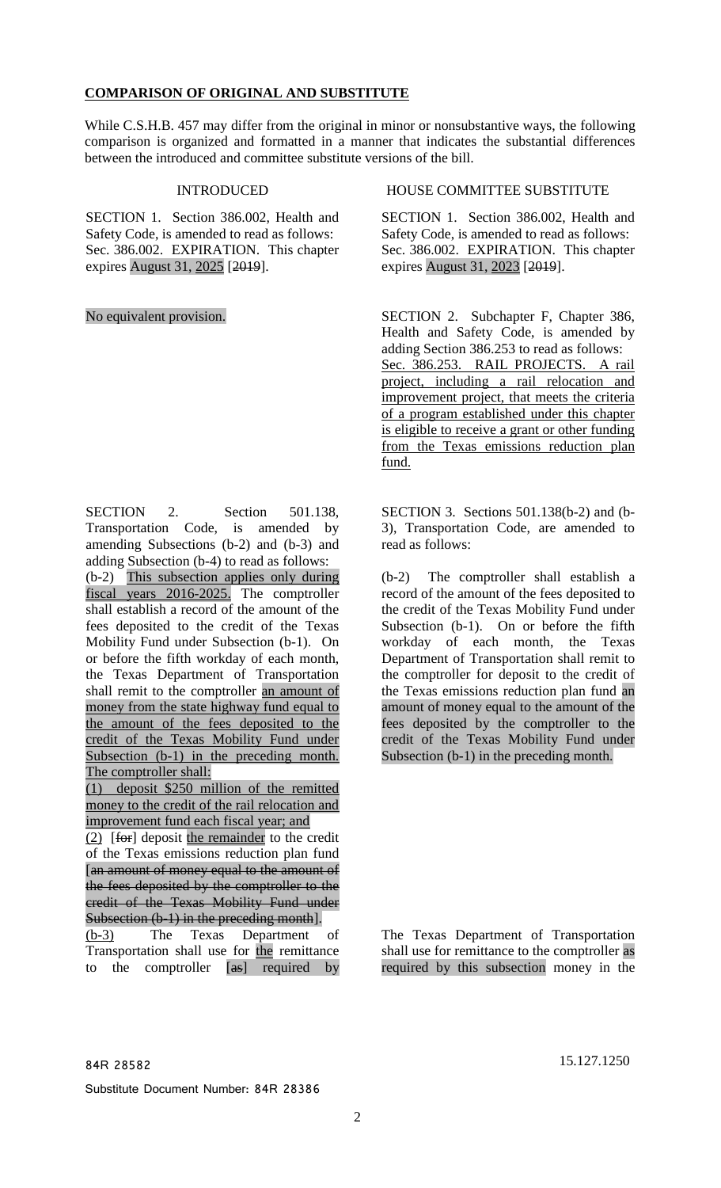**COMPARISON OF ORIGINAL AND SUBSTITUTE**

While C.S.H.B. 457 may differ from the original in minor or nonsubstantive ways, the following comparison is organized and formatted in a manner that indicates the substantial differences between the introduced and committee substitute versions of the bill.

| INTRODUCED | HOUSE COMMITTEE SUBSTITUTE |
|---|---|
| SECTION 1. Section 386.002, Health and Safety Code, is amended to read as follows: Sec. 386.002. EXPIRATION. This chapter expires August 31, 2025 [2019]. | SECTION 1. Section 386.002, Health and Safety Code, is amended to read as follows: Sec. 386.002. EXPIRATION. This chapter expires August 31, 2023 [2019]. |
| No equivalent provision. | SECTION 2. Subchapter F, Chapter 386, Health and Safety Code, is amended by adding Section 386.253 to read as follows: Sec. 386.253. RAIL PROJECTS. A rail project, including a rail relocation and improvement project, that meets the criteria of a program established under this chapter is eligible to receive a grant or other funding from the Texas emissions reduction plan fund. |
| SECTION 2. Section 501.138, Transportation Code, is amended by amending Subsections (b-2) and (b-3) and adding Subsection (b-4) to read as follows: | SECTION 3. Sections 501.138(b-2) and (b-3), Transportation Code, are amended to read as follows: |
| (b-2) This subsection applies only during fiscal years 2016-2025. The comptroller shall establish a record of the amount of the fees deposited to the credit of the Texas Mobility Fund under Subsection (b-1). On or before the fifth workday of each month, the Texas Department of Transportation shall remit to the comptroller an amount of money from the state highway fund equal to the amount of the fees deposited to the credit of the Texas Mobility Fund under Subsection (b-1) in the preceding month. The comptroller shall:<br>(1) deposit $250 million of the remitted money to the credit of the rail relocation and improvement fund each fiscal year; and<br>(2) [for] deposit the remainder to the credit of the Texas emissions reduction plan fund [an amount of money equal to the amount of the fees deposited by the comptroller to the credit of the Texas Mobility Fund under Subsection (b-1) in the preceding month]. | (b-2) The comptroller shall establish a record of the amount of the fees deposited to the credit of the Texas Mobility Fund under Subsection (b-1). On or before the fifth workday of each month, the Texas Department of Transportation shall remit to the comptroller for deposit to the credit of the Texas emissions reduction plan fund an amount of money equal to the amount of the fees deposited by the comptroller to the credit of the Texas Mobility Fund under Subsection (b-1) in the preceding month. |
| (b-3) The Texas Department of Transportation shall use for the remittance to the comptroller [as] required by | The Texas Department of Transportation shall use for remittance to the comptroller as required by this subsection money in the |

84R 28582

15.127.1250

Substitute Document Number: 84R 28386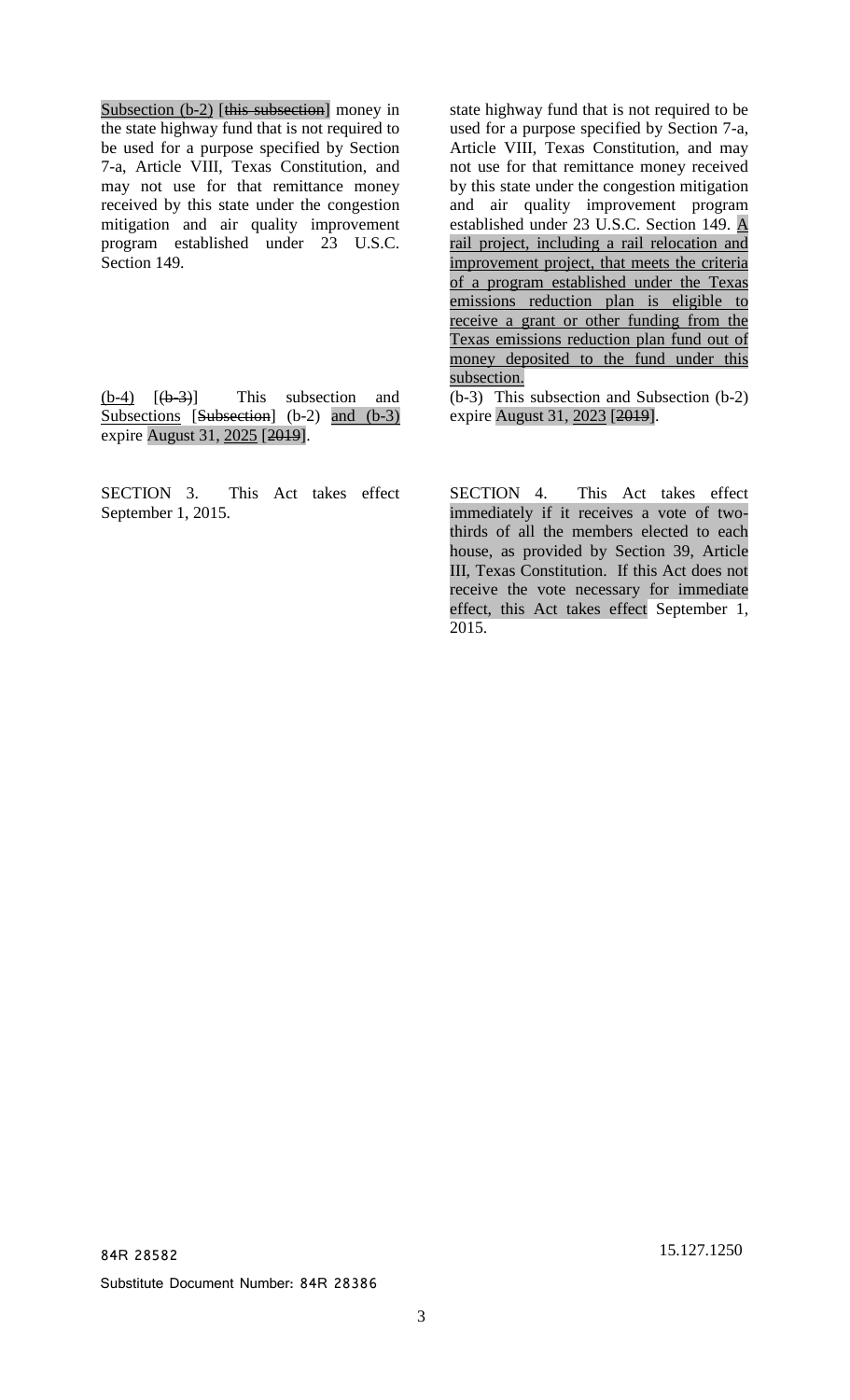Subsection (b-2) [this subsection] money in the state highway fund that is not required to be used for a purpose specified by Section 7-a, Article VIII, Texas Constitution, and may not use for that remittance money received by this state under the congestion mitigation and air quality improvement program established under 23 U.S.C. Section 149.

(b-4) [(b-3)] This subsection and Subsections [Subsection] (b-2) and (b-3) expire August 31, 2025 [2019].

SECTION 3. This Act takes effect September 1, 2015.

state highway fund that is not required to be used for a purpose specified by Section 7-a, Article VIII, Texas Constitution, and may not use for that remittance money received by this state under the congestion mitigation and air quality improvement program established under 23 U.S.C. Section 149. A rail project, including a rail relocation and improvement project, that meets the criteria of a program established under the Texas emissions reduction plan is eligible to receive a grant or other funding from the Texas emissions reduction plan fund out of money deposited to the fund under this subsection.

(b-3) This subsection and Subsection (b-2) expire August 31, 2023 [2019].

SECTION 4. This Act takes effect immediately if it receives a vote of two-thirds of all the members elected to each house, as provided by Section 39, Article III, Texas Constitution. If this Act does not receive the vote necessary for immediate effect, this Act takes effect September 1, 2015.

84R 28582

15.127.1250

Substitute Document Number: 84R 28386